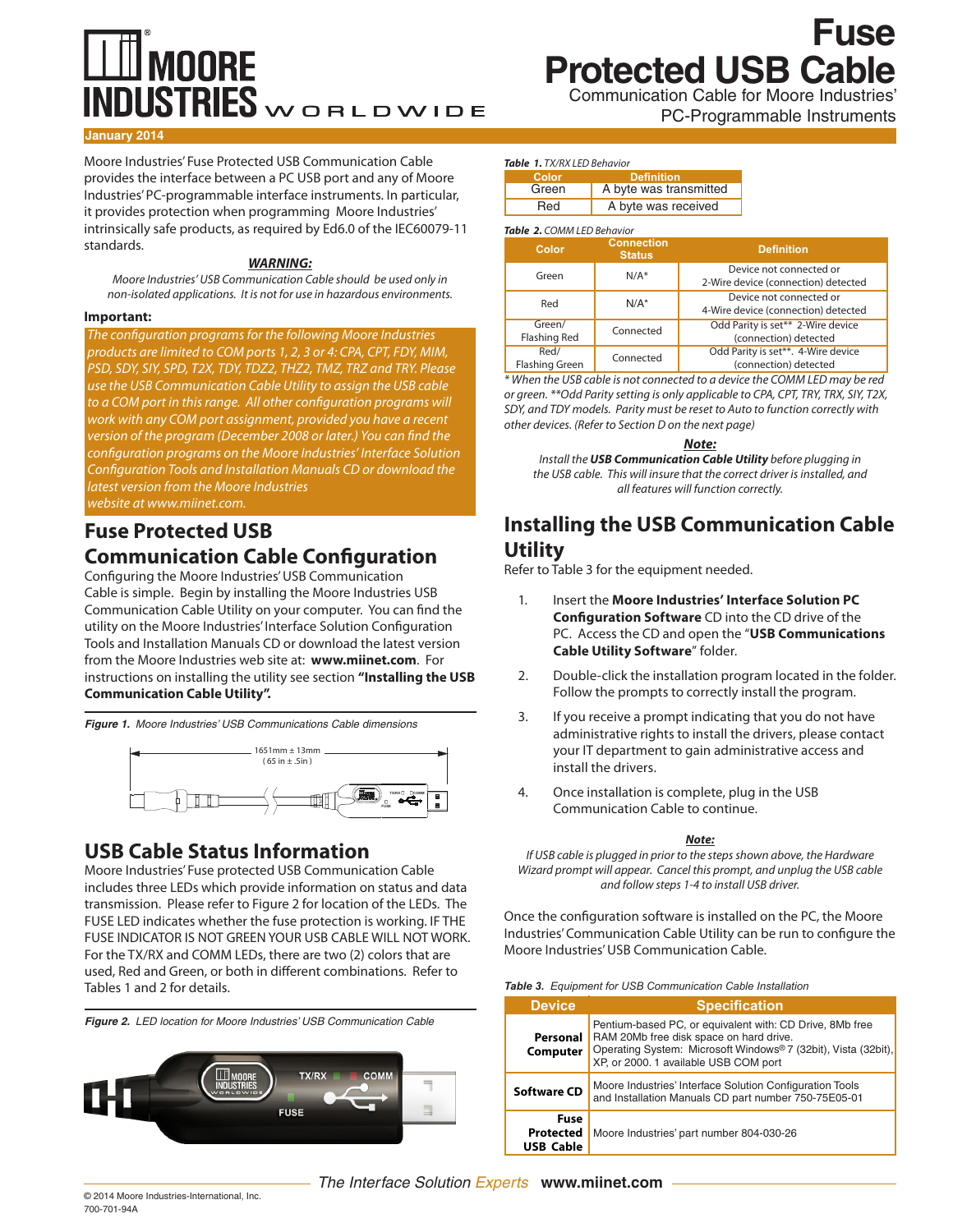# Fuse Protected USB Cable

Communication Cable for Moore Industries' PC-Programmable Instruments

January 2014

Moore Industries' Fuse Protected USB Communication Cable provides the interface between a PC USB port and any of Moore Industries' PC-programmable interface instruments. In particular, it provides protection when programming Moore Industries' intrinsically safe products, as required by Ed6.0 of the IEC60079-11 standards.

***WARNING:***

*Moore Industries' USB Communication Cable should be used only in non-isolated applications. It is not for use in hazardous environments.*

**Important:**

*The configuration programs for the following Moore Industries products are limited to COM ports 1, 2, 3 or 4: CPA, CPT, FDY, MIM, PSD, SDY, SIY, SPD, T2X, TDY, TDZ2, THZ2, TMZ, TRZ and TRY. Please use the USB Communication Cable Utility to assign the USB cable to a COM port in this range. All other configuration programs will work with any COM port assignment, provided you have a recent version of the program (December 2008 or later.) You can find the configuration programs on the Moore Industries' Interface Solution Configuration Tools and Installation Manuals CD or download the latest version from the Moore Industries website at www.miinet.com.*

## Fuse Protected USB Communication Cable Configuration

Configuring the Moore Industries' USB Communication Cable is simple. Begin by installing the Moore Industries USB Communication Cable Utility on your computer. You can find the utility on the Moore Industries' Interface Solution Configuration Tools and Installation Manuals CD or download the latest version from the Moore Industries web site at: **www.miinet.com**. For instructions on installing the utility see section **"Installing the USB Communication Cable Utility".**

***Figure 1.*** *Moore Industries' USB Communications Cable dimensions*

1651mm ± 13mm
( 65 in ± .5in )

## USB Cable Status Information

Moore Industries' Fuse protected USB Communication Cable includes three LEDs which provide information on status and data transmission. Please refer to Figure 2 for location of the LEDs. The FUSE LED indicates whether the fuse protection is working. IF THE FUSE INDICATOR IS NOT GREEN YOUR USB CABLE WILL NOT WORK. For the TX/RX and COMM LEDs, there are two (2) colors that are used, Red and Green, or both in different combinations. Refer to Tables 1 and 2 for details.

***Figure 2.*** *LED location for Moore Industries' USB Communication Cable*

***Table 1.*** *TX/RX LED Behavior*

| Color | Definition |
|---|---|
| Green | A byte was transmitted |
| Red | A byte was received |

***Table 2.*** *COMM LED Behavior*

| Color | Connection Status | Definition |
|---|---|---|
| Green | N/A* | Device not connected or 2-Wire device (connection) detected |
| Red | N/A* | Device not connected or 4-Wire device (connection) detected |
| Green/ Flashing Red | Connected | Odd Parity is set** 2-Wire device (connection) detected |
| Red/ Flashing Green | Connected | Odd Parity is set**. 4-Wire device (connection) detected |

*\* When the USB cable is not connected to a device the COMM LED may be red or green. \*\*Odd Parity setting is only applicable to CPA, CPT, TRY, TRX, SIY, T2X, SDY, and TDY models. Parity must be reset to Auto to function correctly with other devices. (Refer to Section D on the next page)*

***Note:***

*Install the **USB Communication Cable Utility** before plugging in the USB cable. This will insure that the correct driver is installed, and all features will function correctly.*

## Installing the USB Communication Cable Utility

Refer to Table 3 for the equipment needed.

1. Insert the **Moore Industries' Interface Solution PC Configuration Software** CD into the CD drive of the PC. Access the CD and open the "**USB Communications Cable Utility Software**" folder.
2. Double-click the installation program located in the folder. Follow the prompts to correctly install the program.
3. If you receive a prompt indicating that you do not have administrative rights to install the drivers, please contact your IT department to gain administrative access and install the drivers.
4. Once installation is complete, plug in the USB Communication Cable to continue.

***Note:***

*If USB cable is plugged in prior to the steps shown above, the Hardware Wizard prompt will appear. Cancel this prompt, and unplug the USB cable and follow steps 1-4 to install USB driver.*

Once the configuration software is installed on the PC, the Moore Industries' Communication Cable Utility can be run to configure the Moore Industries' USB Communication Cable.

***Table 3.*** *Equipment for USB Communication Cable Installation*

| Device | Specification |
|---|---|
| **Personal Computer** | Pentium-based PC, or equivalent with: CD Drive, 8Mb free RAM 20Mb free disk space on hard drive. Operating System: Microsoft Windows® 7 (32bit), Vista (32bit), XP, or 2000. 1 available USB COM port |
| **Software CD** | Moore Industries' Interface Solution Configuration Tools and Installation Manuals CD part number 750-75E05-01 |
| **Fuse Protected USB Cable** | Moore Industries' part number 804-030-26 |

*The Interface Solution Experts* **www.miinet.com**

© 2014 Moore Industries-International, Inc.
700-701-94A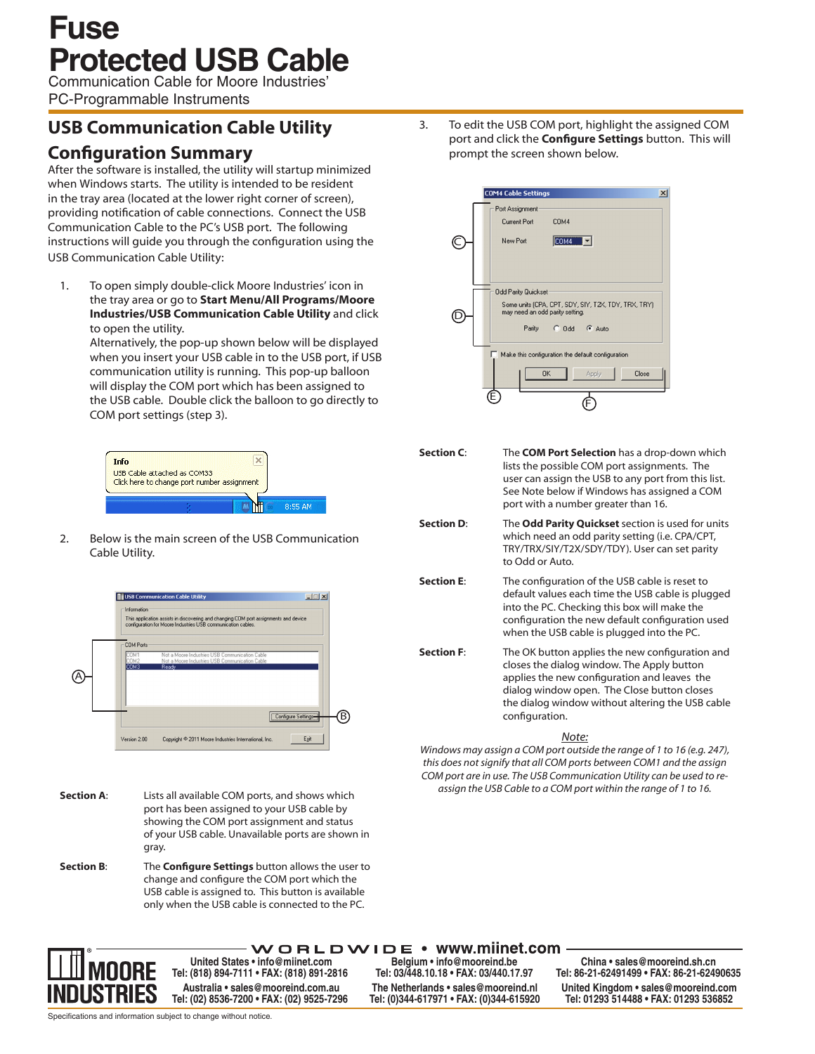# Fuse Protected USB Cable

Communication Cable for Moore Industries' PC-Programmable Instruments

## USB Communication Cable Utility Configuration Summary

After the software is installed, the utility will startup minimized when Windows starts. The utility is intended to be resident in the tray area (located at the lower right corner of screen), providing notification of cable connections. Connect the USB Communication Cable to the PC's USB port. The following instructions will guide you through the configuration using the USB Communication Cable Utility:

1. To open simply double-click Moore Industries' icon in the tray area or go to **Start Menu/All Programs/Moore Industries/USB Communication Cable Utility** and click to open the utility.
   Alternatively, the pop-up shown below will be displayed when you insert your USB cable in to the USB port, if USB communication utility is running. This pop-up balloon will display the COM port which has been assigned to the USB cable. Double click the balloon to go directly to COM port settings (step 3).

2. Below is the main screen of the USB Communication Cable Utility.

**Section A**: Lists all available COM ports, and shows which port has been assigned to your USB cable by showing the COM port assignment and status of your USB cable. Unavailable ports are shown in gray.

**Section B**: The **Configure Settings** button allows the user to change and configure the COM port which the USB cable is assigned to. This button is available only when the USB cable is connected to the PC.

3. To edit the USB COM port, highlight the assigned COM port and click the **Configure Settings** button. This will prompt the screen shown below.

**Section C**: The **COM Port Selection** has a drop-down which lists the possible COM port assignments. The user can assign the USB to any port from this list. See Note below if Windows has assigned a COM port with a number greater than 16.

**Section D**: The **Odd Parity Quickset** section is used for units which need an odd parity setting (i.e. CPA/CPT, TRY/TRX/SIY/T2X/SDY/TDY). User can set parity to Odd or Auto.

**Section E**: The configuration of the USB cable is reset to default values each time the USB cable is plugged into the PC. Checking this box will make the configuration the new default configuration used when the USB cable is plugged into the PC.

**Section F**: The OK button applies the new configuration and closes the dialog window. The Apply button applies the new configuration and leaves the dialog window open. The Close button closes the dialog window without altering the USB cable configuration.

Note:

*Windows may assign a COM port outside the range of 1 to 16 (e.g. 247), this does not signify that all COM ports between COM1 and the assign COM port are in use. The USB Communication Utility can be used to re-assign the USB Cable to a COM port within the range of 1 to 16.*

WORLDWIDE • www.miinet.com

United States • info@miinet.com
Tel: (818) 894-7111 • FAX: (818) 891-2816

Australia • sales@mooreind.com.au
Tel: (02) 8536-7200 • FAX: (02) 9525-7296

Belgium • info@mooreind.be
Tel: 03/448.10.18 • FAX: 03/440.17.97

The Netherlands • sales@mooreind.nl
Tel: (0)344-617971 • FAX: (0)344-615920

China • sales@mooreind.sh.cn
Tel: 86-21-62491499 • FAX: 86-21-62490635

United Kingdom • sales@mooreind.com
Tel: 01293 514488 • FAX: 01293 536852

Specifications and information subject to change without notice.